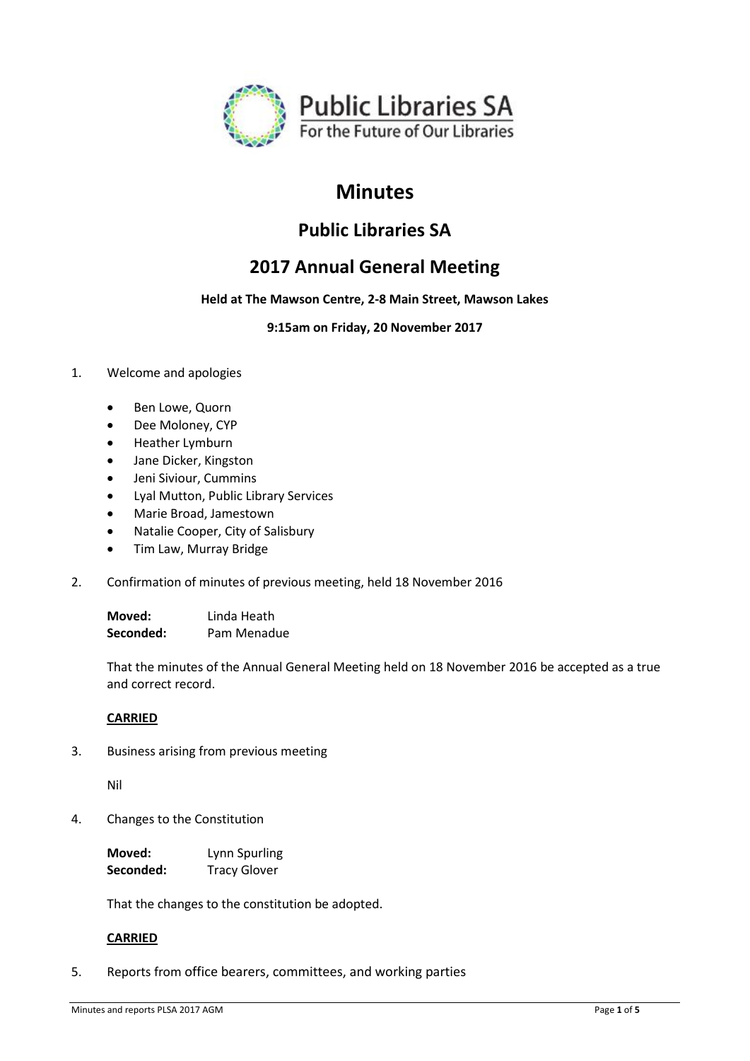# Minutes

## Public Libraries SA

## 2017 Annual General Meeting

**Held at The Mawson Centre, 2-8 Main Street, Mawson Lakes**

**9:15am on Friday, 20 November 2017**

1. Welcome and apologies

   - Ben Lowe, Quorn
   - Dee Moloney, CYP
   - Heather Lymburn
   - Jane Dicker, Kingston
   - Jeni Siviour, Cummins
   - Lyal Mutton, Public Library Services
   - Marie Broad, Jamestown
   - Natalie Cooper, City of Salisbury
   - Tim Law, Murray Bridge

2. Confirmation of minutes of previous meeting, held 18 November 2016

   **Moved:** Linda Heath
   **Seconded:** Pam Menadue

   That the minutes of the Annual General Meeting held on 18 November 2016 be accepted as a true and correct record.

   **CARRIED**

3. Business arising from previous meeting

   Nil

4. Changes to the Constitution

   **Moved:** Lynn Spurling
   **Seconded:** Tracy Glover

   That the changes to the constitution be adopted.

   **CARRIED**

5. Reports from office bearers, committees, and working parties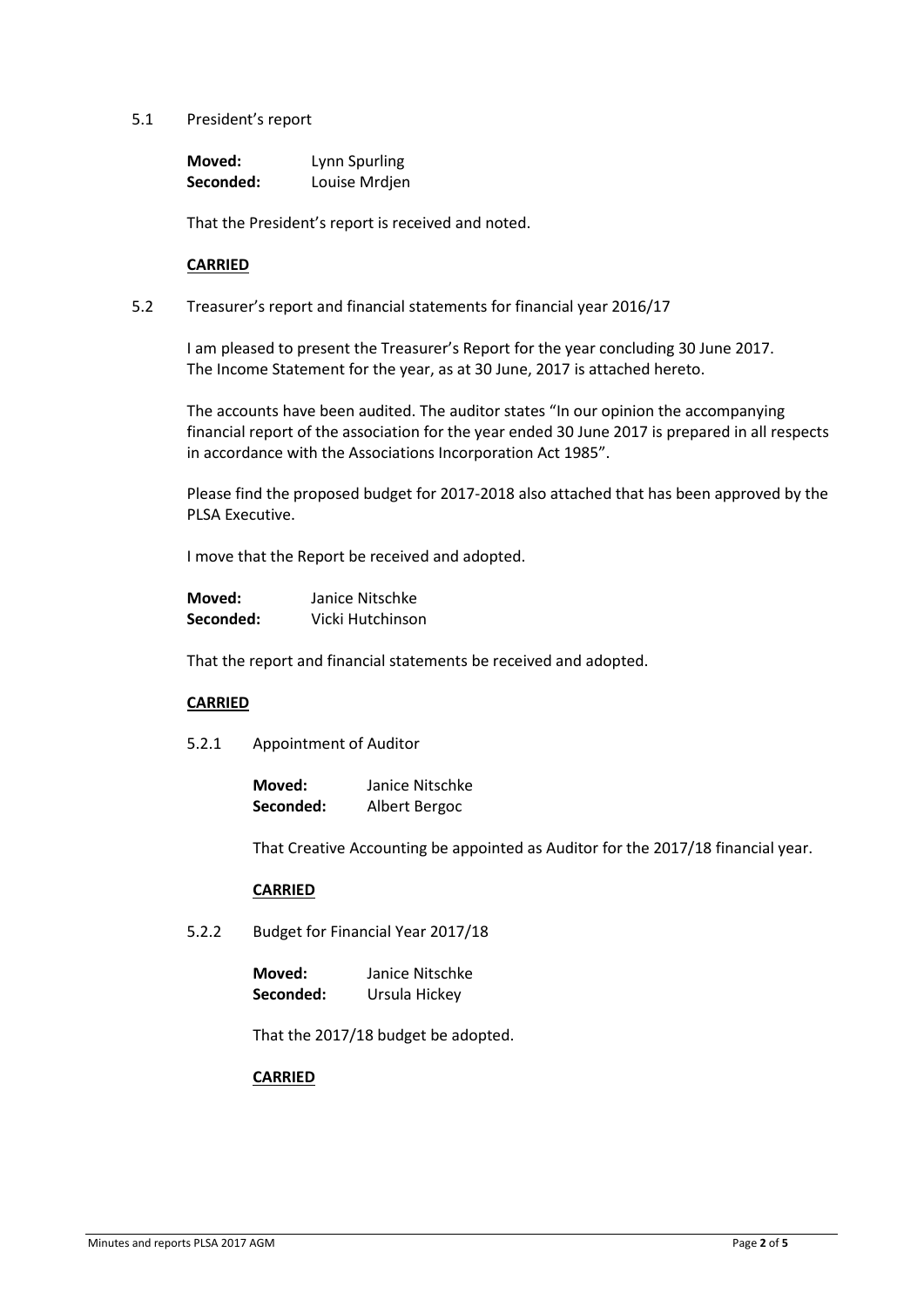5.1 President's report

**Moved:** Lynn Spurling
**Seconded:** Louise Mrdjen

That the President's report is received and noted.

**CARRIED**

5.2 Treasurer's report and financial statements for financial year 2016/17

I am pleased to present the Treasurer's Report for the year concluding 30 June 2017. The Income Statement for the year, as at 30 June, 2017 is attached hereto.

The accounts have been audited. The auditor states "In our opinion the accompanying financial report of the association for the year ended 30 June 2017 is prepared in all respects in accordance with the Associations Incorporation Act 1985".

Please find the proposed budget for 2017-2018 also attached that has been approved by the PLSA Executive.

I move that the Report be received and adopted.

**Moved:** Janice Nitschke
**Seconded:** Vicki Hutchinson

That the report and financial statements be received and adopted.

**CARRIED**

5.2.1 Appointment of Auditor

**Moved:** Janice Nitschke
**Seconded:** Albert Bergoc

That Creative Accounting be appointed as Auditor for the 2017/18 financial year.

**CARRIED**

5.2.2 Budget for Financial Year 2017/18

**Moved:** Janice Nitschke
**Seconded:** Ursula Hickey

That the 2017/18 budget be adopted.

**CARRIED**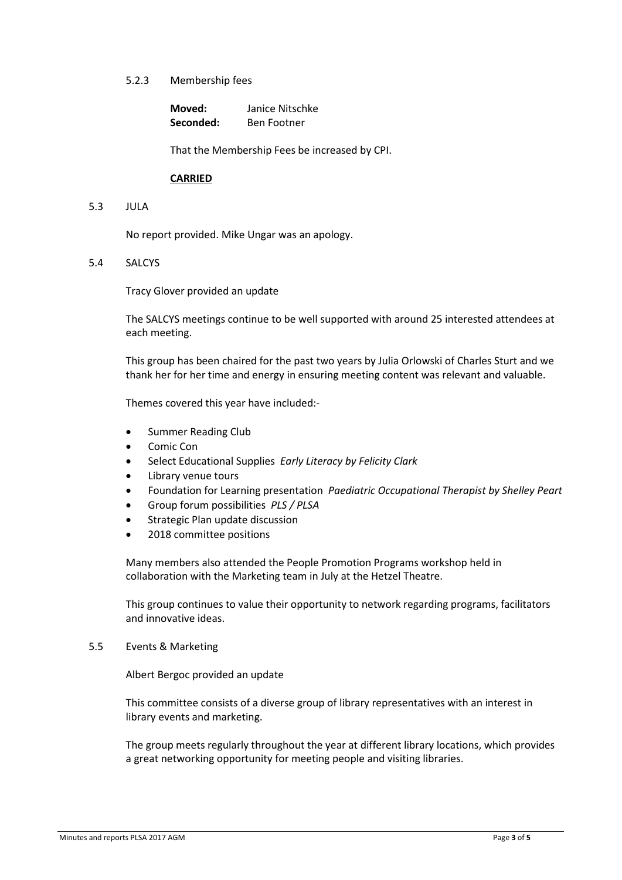#### 5.2.3 Membership fees

**Moved:** Janice Nitschke
**Seconded:** Ben Footner

That the Membership Fees be increased by CPI.

**CARRIED**

### 5.3 JULA

No report provided. Mike Ungar was an apology.

### 5.4 SALCYS

Tracy Glover provided an update

The SALCYS meetings continue to be well supported with around 25 interested attendees at each meeting.

This group has been chaired for the past two years by Julia Orlowski of Charles Sturt and we thank her for her time and energy in ensuring meeting content was relevant and valuable.

Themes covered this year have included:-

- Summer Reading Club
- Comic Con
- Select Educational Supplies *Early Literacy by Felicity Clark*
- Library venue tours
- Foundation for Learning presentation *Paediatric Occupational Therapist by Shelley Peart*
- Group forum possibilities *PLS / PLSA*
- Strategic Plan update discussion
- 2018 committee positions

Many members also attended the People Promotion Programs workshop held in collaboration with the Marketing team in July at the Hetzel Theatre.

This group continues to value their opportunity to network regarding programs, facilitators and innovative ideas.

### 5.5 Events & Marketing

Albert Bergoc provided an update

This committee consists of a diverse group of library representatives with an interest in library events and marketing.

The group meets regularly throughout the year at different library locations, which provides a great networking opportunity for meeting people and visiting libraries.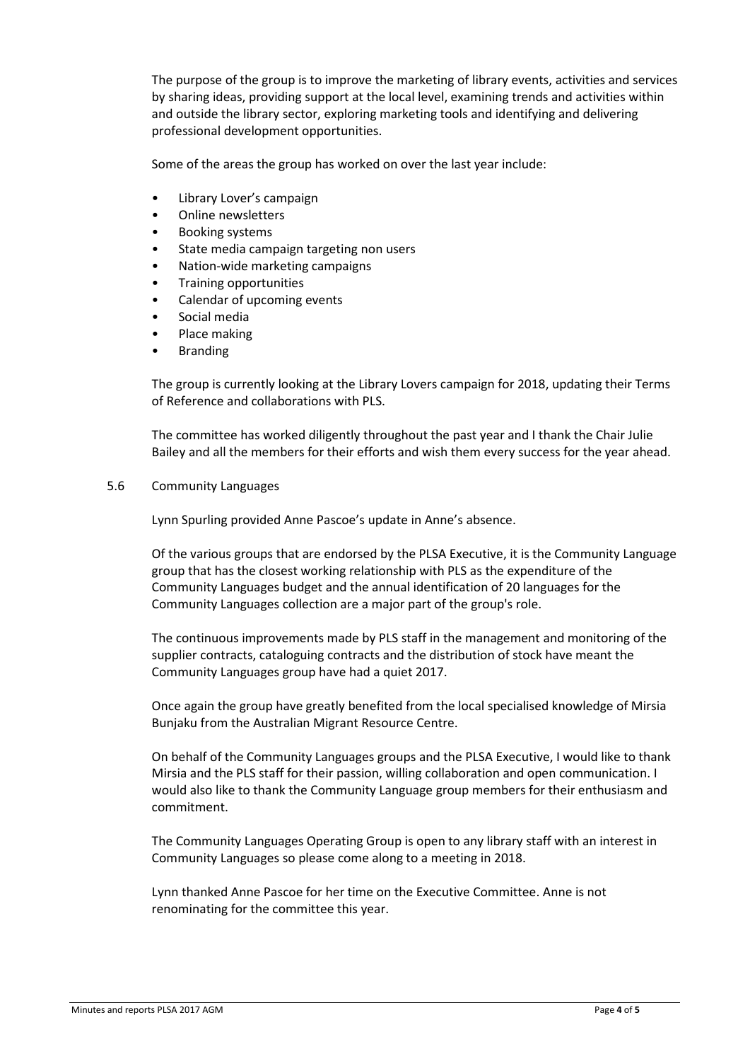The purpose of the group is to improve the marketing of library events, activities and services by sharing ideas, providing support at the local level, examining trends and activities within and outside the library sector, exploring marketing tools and identifying and delivering professional development opportunities.

Some of the areas the group has worked on over the last year include:

- Library Lover's campaign
- Online newsletters
- Booking systems
- State media campaign targeting non users
- Nation-wide marketing campaigns
- Training opportunities
- Calendar of upcoming events
- Social media
- Place making
- Branding

The group is currently looking at the Library Lovers campaign for 2018, updating their Terms of Reference and collaborations with PLS.

The committee has worked diligently throughout the past year and I thank the Chair Julie Bailey and all the members for their efforts and wish them every success for the year ahead.

5.6 Community Languages

Lynn Spurling provided Anne Pascoe's update in Anne's absence.

Of the various groups that are endorsed by the PLSA Executive, it is the Community Language group that has the closest working relationship with PLS as the expenditure of the Community Languages budget and the annual identification of 20 languages for the Community Languages collection are a major part of the group's role.

The continuous improvements made by PLS staff in the management and monitoring of the supplier contracts, cataloguing contracts and the distribution of stock have meant the Community Languages group have had a quiet 2017.

Once again the group have greatly benefited from the local specialised knowledge of Mirsia Bunjaku from the Australian Migrant Resource Centre.

On behalf of the Community Languages groups and the PLSA Executive, I would like to thank Mirsia and the PLS staff for their passion, willing collaboration and open communication. I would also like to thank the Community Language group members for their enthusiasm and commitment.

The Community Languages Operating Group is open to any library staff with an interest in Community Languages so please come along to a meeting in 2018.

Lynn thanked Anne Pascoe for her time on the Executive Committee. Anne is not renominating for the committee this year.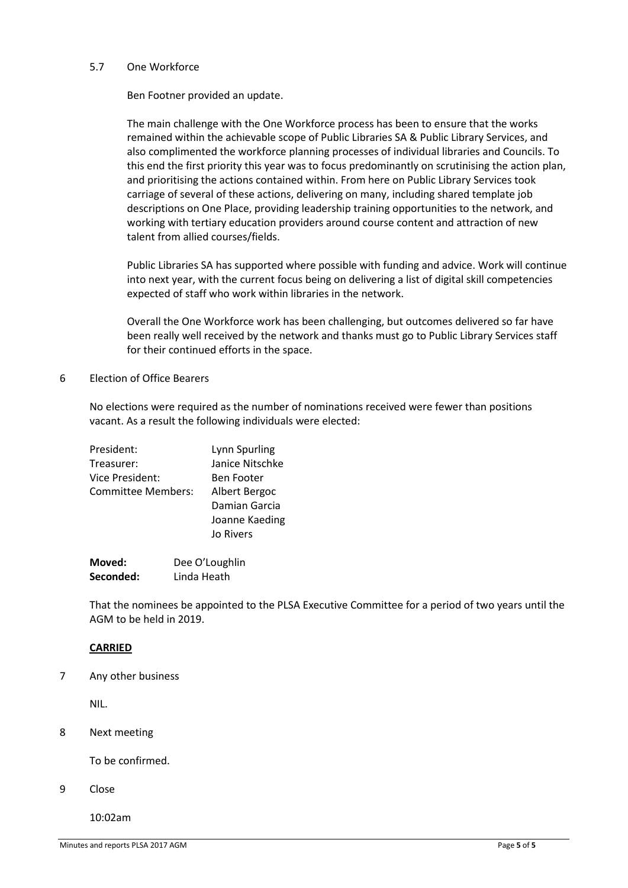5.7 One Workforce

Ben Footner provided an update.

The main challenge with the One Workforce process has been to ensure that the works remained within the achievable scope of Public Libraries SA & Public Library Services, and also complimented the workforce planning processes of individual libraries and Councils. To this end the first priority this year was to focus predominantly on scrutinising the action plan, and prioritising the actions contained within. From here on Public Library Services took carriage of several of these actions, delivering on many, including shared template job descriptions on One Place, providing leadership training opportunities to the network, and working with tertiary education providers around course content and attraction of new talent from allied courses/fields.

Public Libraries SA has supported where possible with funding and advice. Work will continue into next year, with the current focus being on delivering a list of digital skill competencies expected of staff who work within libraries in the network.

Overall the One Workforce work has been challenging, but outcomes delivered so far have been really well received by the network and thanks must go to Public Library Services staff for their continued efforts in the space.

6 Election of Office Bearers

No elections were required as the number of nominations received were fewer than positions vacant. As a result the following individuals were elected:

| | |
|---|---|
| President: | Lynn Spurling |
| Treasurer: | Janice Nitschke |
| Vice President: | Ben Footer |
| Committee Members: | Albert Bergoc |
| | Damian Garcia |
| | Joanne Kaeding |
| | Jo Rivers |

**Moved:** Dee O'Loughlin
**Seconded:** Linda Heath

That the nominees be appointed to the PLSA Executive Committee for a period of two years until the AGM to be held in 2019.

**CARRIED**

7 Any other business

NIL.

8 Next meeting

To be confirmed.

9 Close

10:02am